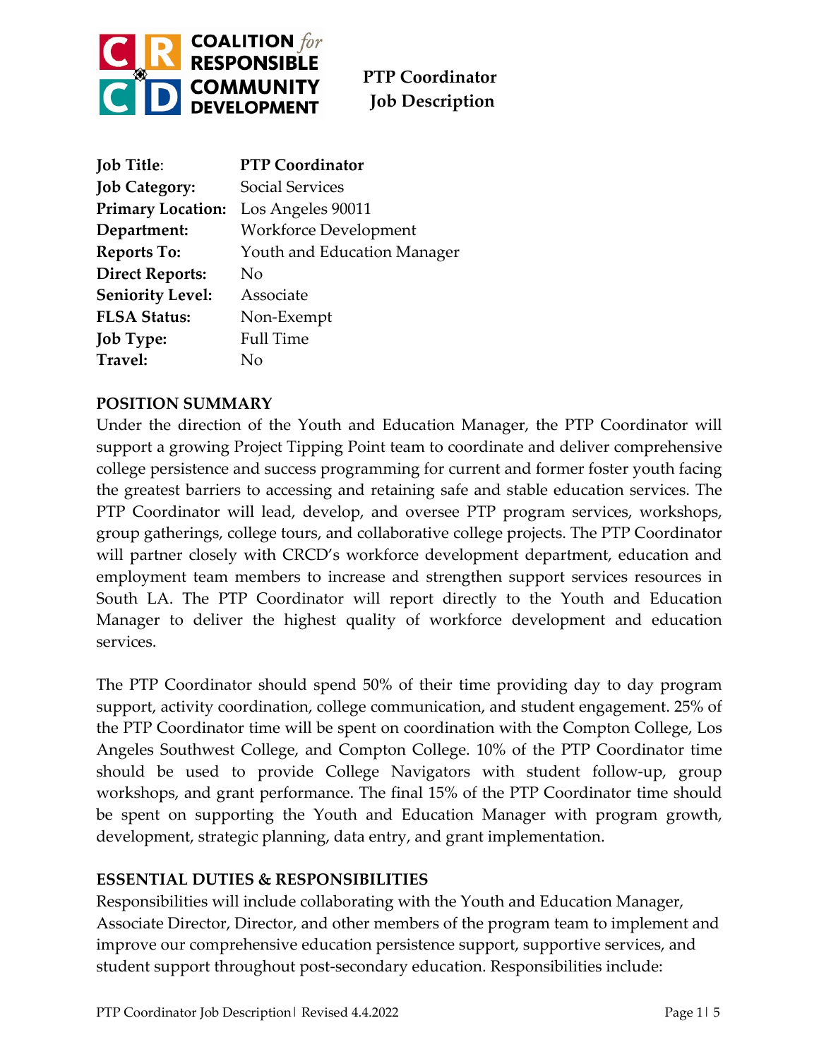COALITION *for* RESPONSIBLE COMMUNITY DEVELOPMENT

# PTP Coordinator Job Description

| | |
|---|---|
| **Job Title**: | **PTP Coordinator** |
| **Job Category:** | Social Services |
| **Primary Location:** | Los Angeles 90011 |
| **Department:** | Workforce Development |
| **Reports To:** | Youth and Education Manager |
| **Direct Reports:** | No |
| **Seniority Level:** | Associate |
| **FLSA Status:** | Non-Exempt |
| **Job Type:** | Full Time |
| **Travel:** | No |

## POSITION SUMMARY

Under the direction of the Youth and Education Manager, the PTP Coordinator will support a growing Project Tipping Point team to coordinate and deliver comprehensive college persistence and success programming for current and former foster youth facing the greatest barriers to accessing and retaining safe and stable education services. The PTP Coordinator will lead, develop, and oversee PTP program services, workshops, group gatherings, college tours, and collaborative college projects. The PTP Coordinator will partner closely with CRCD's workforce development department, education and employment team members to increase and strengthen support services resources in South LA. The PTP Coordinator will report directly to the Youth and Education Manager to deliver the highest quality of workforce development and education services.

The PTP Coordinator should spend 50% of their time providing day to day program support, activity coordination, college communication, and student engagement. 25% of the PTP Coordinator time will be spent on coordination with the Compton College, Los Angeles Southwest College, and Compton College. 10% of the PTP Coordinator time should be used to provide College Navigators with student follow-up, group workshops, and grant performance. The final 15% of the PTP Coordinator time should be spent on supporting the Youth and Education Manager with program growth, development, strategic planning, data entry, and grant implementation.

## ESSENTIAL DUTIES & RESPONSIBILITIES

Responsibilities will include collaborating with the Youth and Education Manager, Associate Director, Director, and other members of the program team to implement and improve our comprehensive education persistence support, supportive services, and student support throughout post-secondary education. Responsibilities include: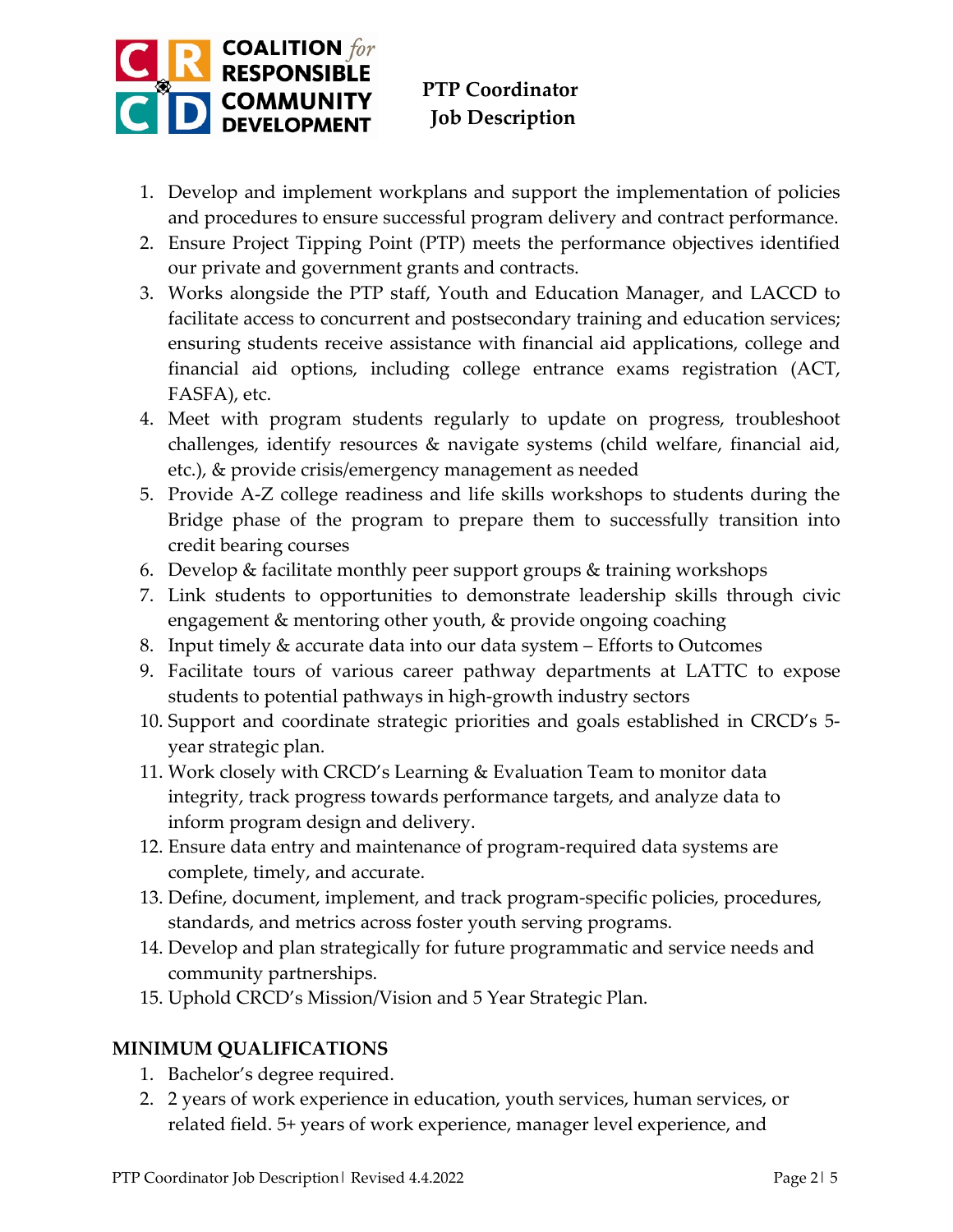1. Develop and implement workplans and support the implementation of policies and procedures to ensure successful program delivery and contract performance.
2. Ensure Project Tipping Point (PTP) meets the performance objectives identified our private and government grants and contracts.
3. Works alongside the PTP staff, Youth and Education Manager, and LACCD to facilitate access to concurrent and postsecondary training and education services; ensuring students receive assistance with financial aid applications, college and financial aid options, including college entrance exams registration (ACT, FASFA), etc.
4. Meet with program students regularly to update on progress, troubleshoot challenges, identify resources & navigate systems (child welfare, financial aid, etc.), & provide crisis/emergency management as needed
5. Provide A-Z college readiness and life skills workshops to students during the Bridge phase of the program to prepare them to successfully transition into credit bearing courses
6. Develop & facilitate monthly peer support groups & training workshops
7. Link students to opportunities to demonstrate leadership skills through civic engagement & mentoring other youth, & provide ongoing coaching
8. Input timely & accurate data into our data system – Efforts to Outcomes
9. Facilitate tours of various career pathway departments at LATTC to expose students to potential pathways in high-growth industry sectors
10. Support and coordinate strategic priorities and goals established in CRCD's 5-year strategic plan.
11. Work closely with CRCD's Learning & Evaluation Team to monitor data integrity, track progress towards performance targets, and analyze data to inform program design and delivery.
12. Ensure data entry and maintenance of program-required data systems are complete, timely, and accurate.
13. Define, document, implement, and track program-specific policies, procedures, standards, and metrics across foster youth serving programs.
14. Develop and plan strategically for future programmatic and service needs and community partnerships.
15. Uphold CRCD's Mission/Vision and 5 Year Strategic Plan.

## MINIMUM QUALIFICATIONS

1. Bachelor's degree required.
2. 2 years of work experience in education, youth services, human services, or related field. 5+ years of work experience, manager level experience, and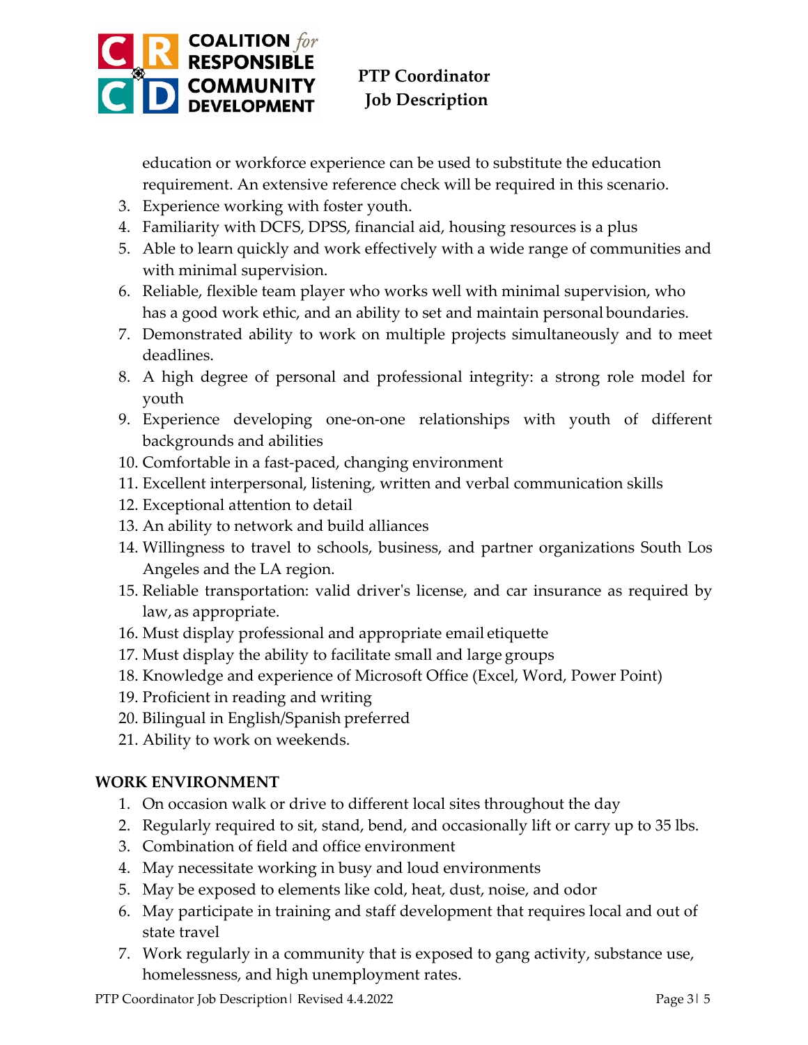education or workforce experience can be used to substitute the education requirement. An extensive reference check will be required in this scenario.

3. Experience working with foster youth.
4. Familiarity with DCFS, DPSS, financial aid, housing resources is a plus
5. Able to learn quickly and work effectively with a wide range of communities and with minimal supervision.
6. Reliable, flexible team player who works well with minimal supervision, who has a good work ethic, and an ability to set and maintain personal boundaries.
7. Demonstrated ability to work on multiple projects simultaneously and to meet deadlines.
8. A high degree of personal and professional integrity: a strong role model for youth
9. Experience developing one-on-one relationships with youth of different backgrounds and abilities
10. Comfortable in a fast-paced, changing environment
11. Excellent interpersonal, listening, written and verbal communication skills
12. Exceptional attention to detail
13. An ability to network and build alliances
14. Willingness to travel to schools, business, and partner organizations South Los Angeles and the LA region.
15. Reliable transportation: valid driver's license, and car insurance as required by law, as appropriate.
16. Must display professional and appropriate email etiquette
17. Must display the ability to facilitate small and large groups
18. Knowledge and experience of Microsoft Office (Excel, Word, Power Point)
19. Proficient in reading and writing
20. Bilingual in English/Spanish preferred
21. Ability to work on weekends.

## WORK ENVIRONMENT

1. On occasion walk or drive to different local sites throughout the day
2. Regularly required to sit, stand, bend, and occasionally lift or carry up to 35 lbs.
3. Combination of field and office environment
4. May necessitate working in busy and loud environments
5. May be exposed to elements like cold, heat, dust, noise, and odor
6. May participate in training and staff development that requires local and out of state travel
7. Work regularly in a community that is exposed to gang activity, substance use, homelessness, and high unemployment rates.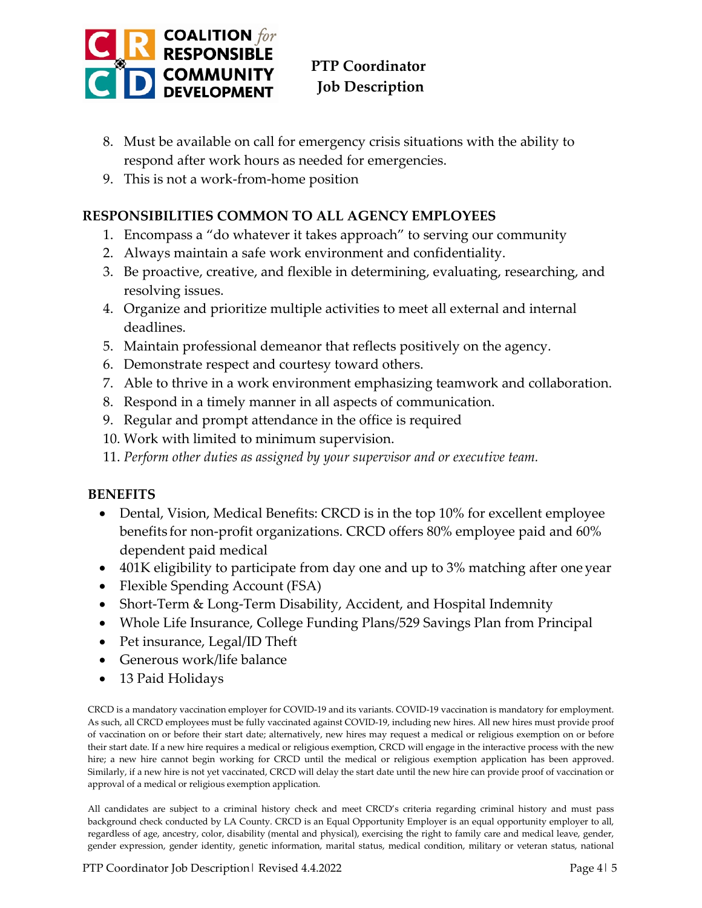8. Must be available on call for emergency crisis situations with the ability to respond after work hours as needed for emergencies.
9. This is not a work-from-home position

## RESPONSIBILITIES COMMON TO ALL AGENCY EMPLOYEES

1. Encompass a "do whatever it takes approach" to serving our community
2. Always maintain a safe work environment and confidentiality.
3. Be proactive, creative, and flexible in determining, evaluating, researching, and resolving issues.
4. Organize and prioritize multiple activities to meet all external and internal deadlines.
5. Maintain professional demeanor that reflects positively on the agency.
6. Demonstrate respect and courtesy toward others.
7. Able to thrive in a work environment emphasizing teamwork and collaboration.
8. Respond in a timely manner in all aspects of communication.
9. Regular and prompt attendance in the office is required
10. Work with limited to minimum supervision.
11. *Perform other duties as assigned by your supervisor and or executive team.*

## BENEFITS

- Dental, Vision, Medical Benefits: CRCD is in the top 10% for excellent employee benefits for non-profit organizations. CRCD offers 80% employee paid and 60% dependent paid medical
- 401K eligibility to participate from day one and up to 3% matching after one year
- Flexible Spending Account (FSA)
- Short-Term & Long-Term Disability, Accident, and Hospital Indemnity
- Whole Life Insurance, College Funding Plans/529 Savings Plan from Principal
- Pet insurance, Legal/ID Theft
- Generous work/life balance
- 13 Paid Holidays

CRCD is a mandatory vaccination employer for COVID-19 and its variants. COVID-19 vaccination is mandatory for employment. As such, all CRCD employees must be fully vaccinated against COVID-19, including new hires. All new hires must provide proof of vaccination on or before their start date; alternatively, new hires may request a medical or religious exemption on or before their start date. If a new hire requires a medical or religious exemption, CRCD will engage in the interactive process with the new hire; a new hire cannot begin working for CRCD until the medical or religious exemption application has been approved. Similarly, if a new hire is not yet vaccinated, CRCD will delay the start date until the new hire can provide proof of vaccination or approval of a medical or religious exemption application.

All candidates are subject to a criminal history check and meet CRCD's criteria regarding criminal history and must pass background check conducted by LA County. CRCD is an Equal Opportunity Employer is an equal opportunity employer to all, regardless of age, ancestry, color, disability (mental and physical), exercising the right to family care and medical leave, gender, gender expression, gender identity, genetic information, marital status, medical condition, military or veteran status, national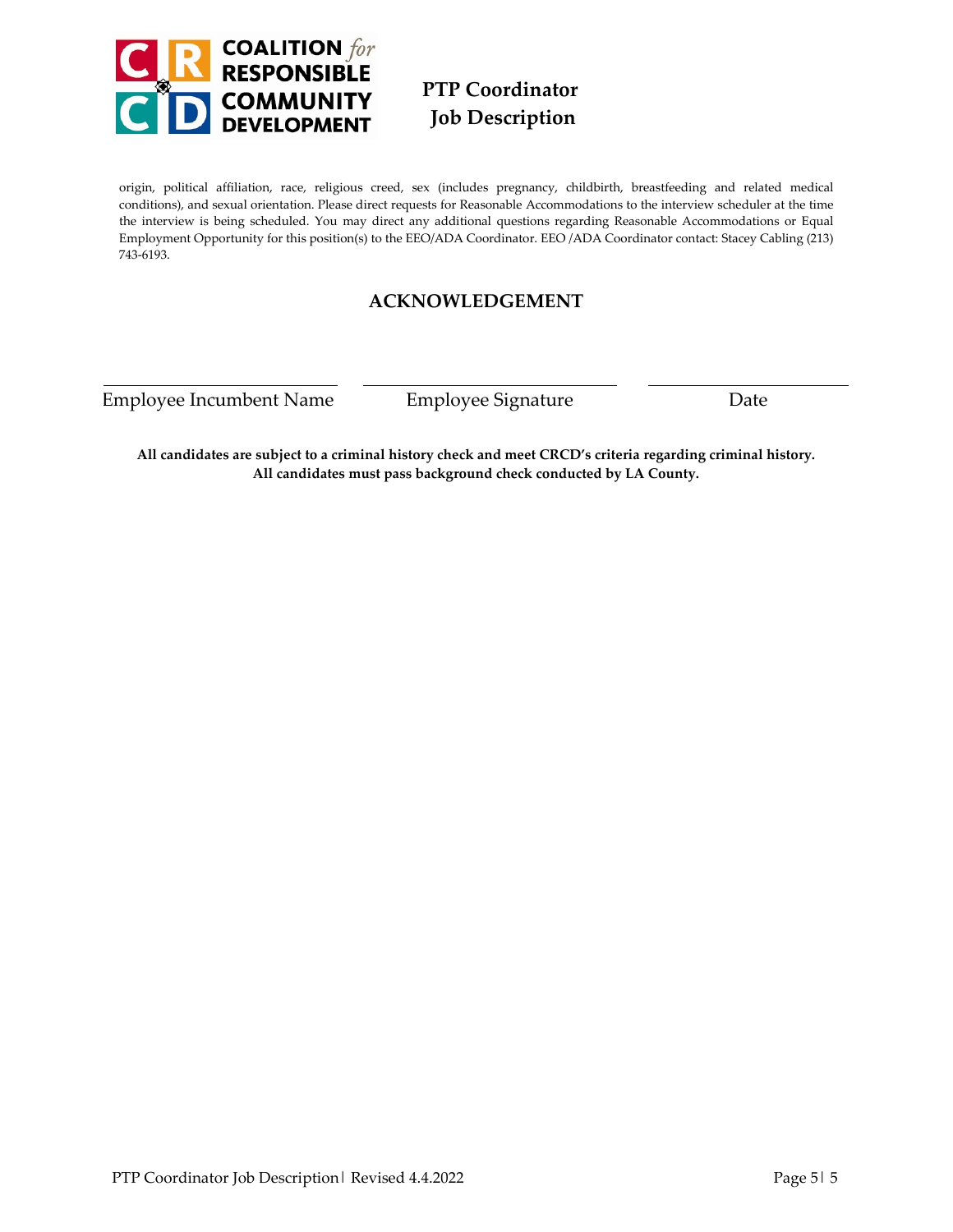origin, political affiliation, race, religious creed, sex (includes pregnancy, childbirth, breastfeeding and related medical conditions), and sexual orientation. Please direct requests for Reasonable Accommodations to the interview scheduler at the time the interview is being scheduled. You may direct any additional questions regarding Reasonable Accommodations or Equal Employment Opportunity for this position(s) to the EEO/ADA Coordinator. EEO /ADA Coordinator contact: Stacey Cabling (213) 743-6193.

## ACKNOWLEDGEMENT

| Employee Incumbent Name | Employee Signature | Date |
| --- | --- | --- |
| | | |

**All candidates are subject to a criminal history check and meet CRCD's criteria regarding criminal history. All candidates must pass background check conducted by LA County.**